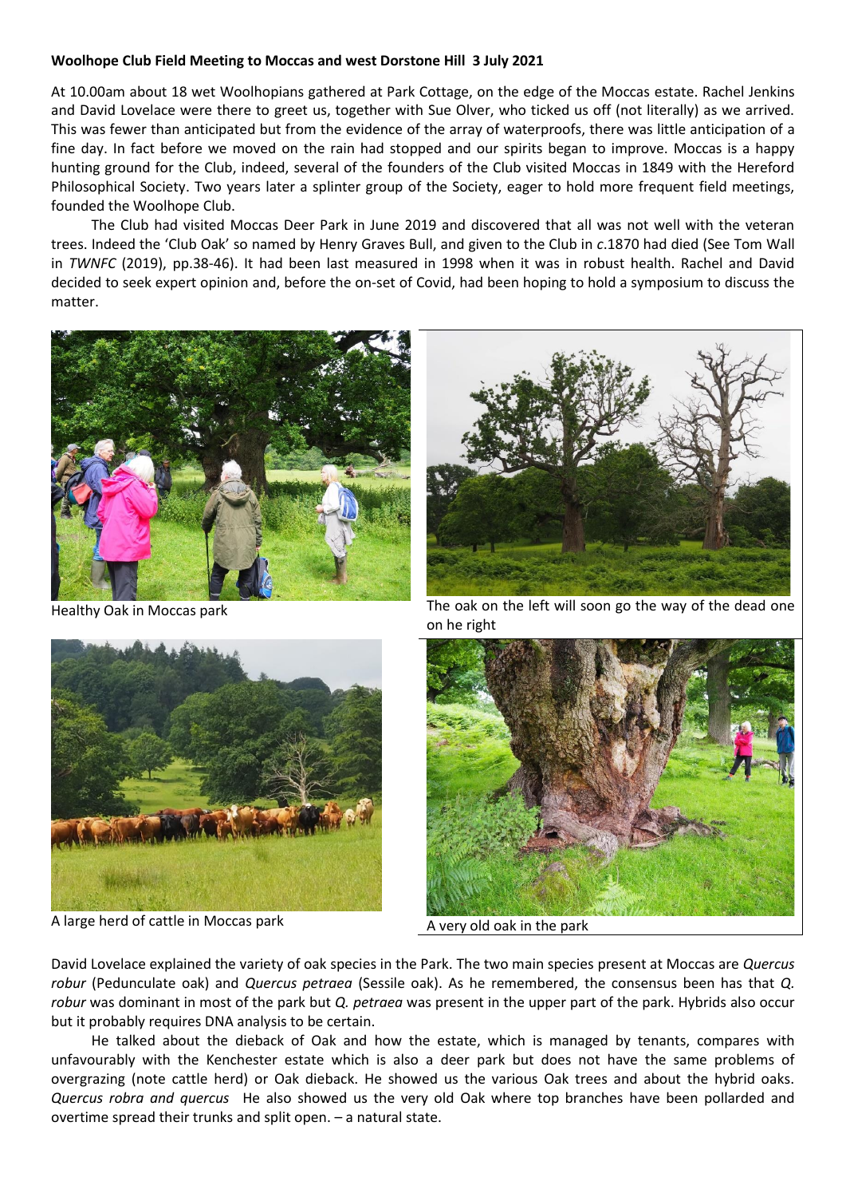**Woolhope Club Field Meeting to Moccas and west Dorstone Hill 3 July 2021**

At 10.00am about 18 wet Woolhopians gathered at Park Cottage, on the edge of the Moccas estate. Rachel Jenkins and David Lovelace were there to greet us, together with Sue Olver, who ticked us off (not literally) as we arrived. This was fewer than anticipated but from the evidence of the array of waterproofs, there was little anticipation of a fine day. In fact before we moved on the rain had stopped and our spirits began to improve. Moccas is a happy hunting ground for the Club, indeed, several of the founders of the Club visited Moccas in 1849 with the Hereford Philosophical Society. Two years later a splinter group of the Society, eager to hold more frequent field meetings, founded the Woolhope Club.

The Club had visited Moccas Deer Park in June 2019 and discovered that all was not well with the veteran trees. Indeed the 'Club Oak' so named by Henry Graves Bull, and given to the Club in *c*.1870 had died (See Tom Wall in *TWNFC* (2019), pp.38-46). It had been last measured in 1998 when it was in robust health. Rachel and David decided to seek expert opinion and, before the on-set of Covid, had been hoping to hold a symposium to discuss the matter.

Healthy Oak in Moccas park

The oak on the left will soon go the way of the dead one on he right

A large herd of cattle in Moccas park

A very old oak in the park

David Lovelace explained the variety of oak species in the Park. The two main species present at Moccas are *Quercus robur* (Pedunculate oak) and *Quercus petraea* (Sessile oak). As he remembered, the consensus been has that *Q. robur* was dominant in most of the park but *Q. petraea* was present in the upper part of the park. Hybrids also occur but it probably requires DNA analysis to be certain.

He talked about the dieback of Oak and how the estate, which is managed by tenants, compares with unfavourably with the Kenchester estate which is also a deer park but does not have the same problems of overgrazing (note cattle herd) or Oak dieback. He showed us the various Oak trees and about the hybrid oaks. *Quercus robra and quercus* He also showed us the very old Oak where top branches have been pollarded and overtime spread their trunks and split open. – a natural state.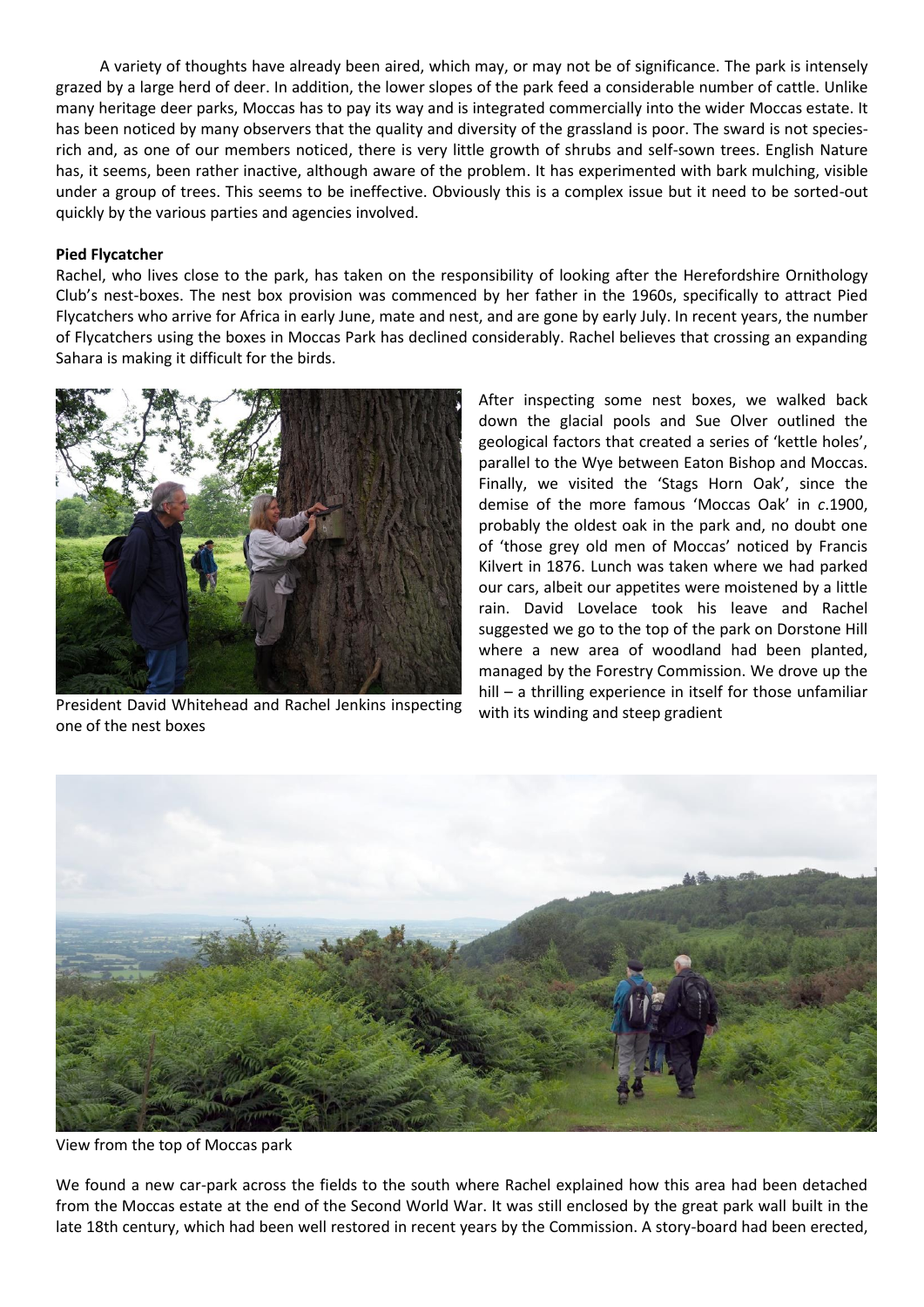A variety of thoughts have already been aired, which may, or may not be of significance. The park is intensely grazed by a large herd of deer. In addition, the lower slopes of the park feed a considerable number of cattle. Unlike many heritage deer parks, Moccas has to pay its way and is integrated commercially into the wider Moccas estate. It has been noticed by many observers that the quality and diversity of the grassland is poor. The sward is not species-rich and, as one of our members noticed, there is very little growth of shrubs and self-sown trees. English Nature has, it seems, been rather inactive, although aware of the problem. It has experimented with bark mulching, visible under a group of trees. This seems to be ineffective. Obviously this is a complex issue but it need to be sorted-out quickly by the various parties and agencies involved.

**Pied Flycatcher**

Rachel, who lives close to the park, has taken on the responsibility of looking after the Herefordshire Ornithology Club's nest-boxes. The nest box provision was commenced by her father in the 1960s, specifically to attract Pied Flycatchers who arrive for Africa in early June, mate and nest, and are gone by early July. In recent years, the number of Flycatchers using the boxes in Moccas Park has declined considerably. Rachel believes that crossing an expanding Sahara is making it difficult for the birds.

President David Whitehead and Rachel Jenkins inspecting one of the nest boxes

After inspecting some nest boxes, we walked back down the glacial pools and Sue Olver outlined the geological factors that created a series of 'kettle holes', parallel to the Wye between Eaton Bishop and Moccas. Finally, we visited the 'Stags Horn Oak', since the demise of the more famous 'Moccas Oak' in *c*.1900, probably the oldest oak in the park and, no doubt one of 'those grey old men of Moccas' noticed by Francis Kilvert in 1876. Lunch was taken where we had parked our cars, albeit our appetites were moistened by a little rain. David Lovelace took his leave and Rachel suggested we go to the top of the park on Dorstone Hill where a new area of woodland had been planted, managed by the Forestry Commission. We drove up the hill – a thrilling experience in itself for those unfamiliar with its winding and steep gradient

View from the top of Moccas park

We found a new car-park across the fields to the south where Rachel explained how this area had been detached from the Moccas estate at the end of the Second World War. It was still enclosed by the great park wall built in the late 18th century, which had been well restored in recent years by the Commission. A story-board had been erected,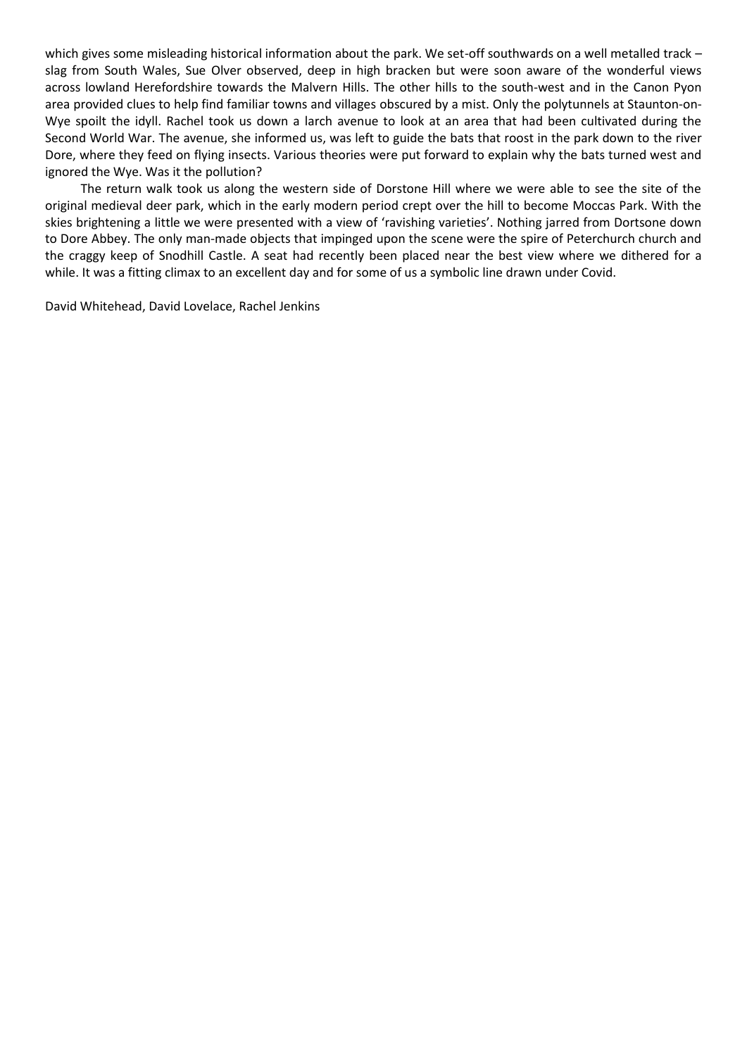which gives some misleading historical information about the park. We set-off southwards on a well metalled track – slag from South Wales, Sue Olver observed, deep in high bracken but were soon aware of the wonderful views across lowland Herefordshire towards the Malvern Hills. The other hills to the south-west and in the Canon Pyon area provided clues to help find familiar towns and villages obscured by a mist. Only the polytunnels at Staunton-on-Wye spoilt the idyll. Rachel took us down a larch avenue to look at an area that had been cultivated during the Second World War. The avenue, she informed us, was left to guide the bats that roost in the park down to the river Dore, where they feed on flying insects. Various theories were put forward to explain why the bats turned west and ignored the Wye. Was it the pollution?

The return walk took us along the western side of Dorstone Hill where we were able to see the site of the original medieval deer park, which in the early modern period crept over the hill to become Moccas Park. With the skies brightening a little we were presented with a view of 'ravishing varieties'. Nothing jarred from Dortsone down to Dore Abbey. The only man-made objects that impinged upon the scene were the spire of Peterchurch church and the craggy keep of Snodhill Castle. A seat had recently been placed near the best view where we dithered for a while. It was a fitting climax to an excellent day and for some of us a symbolic line drawn under Covid.

David Whitehead, David Lovelace, Rachel Jenkins